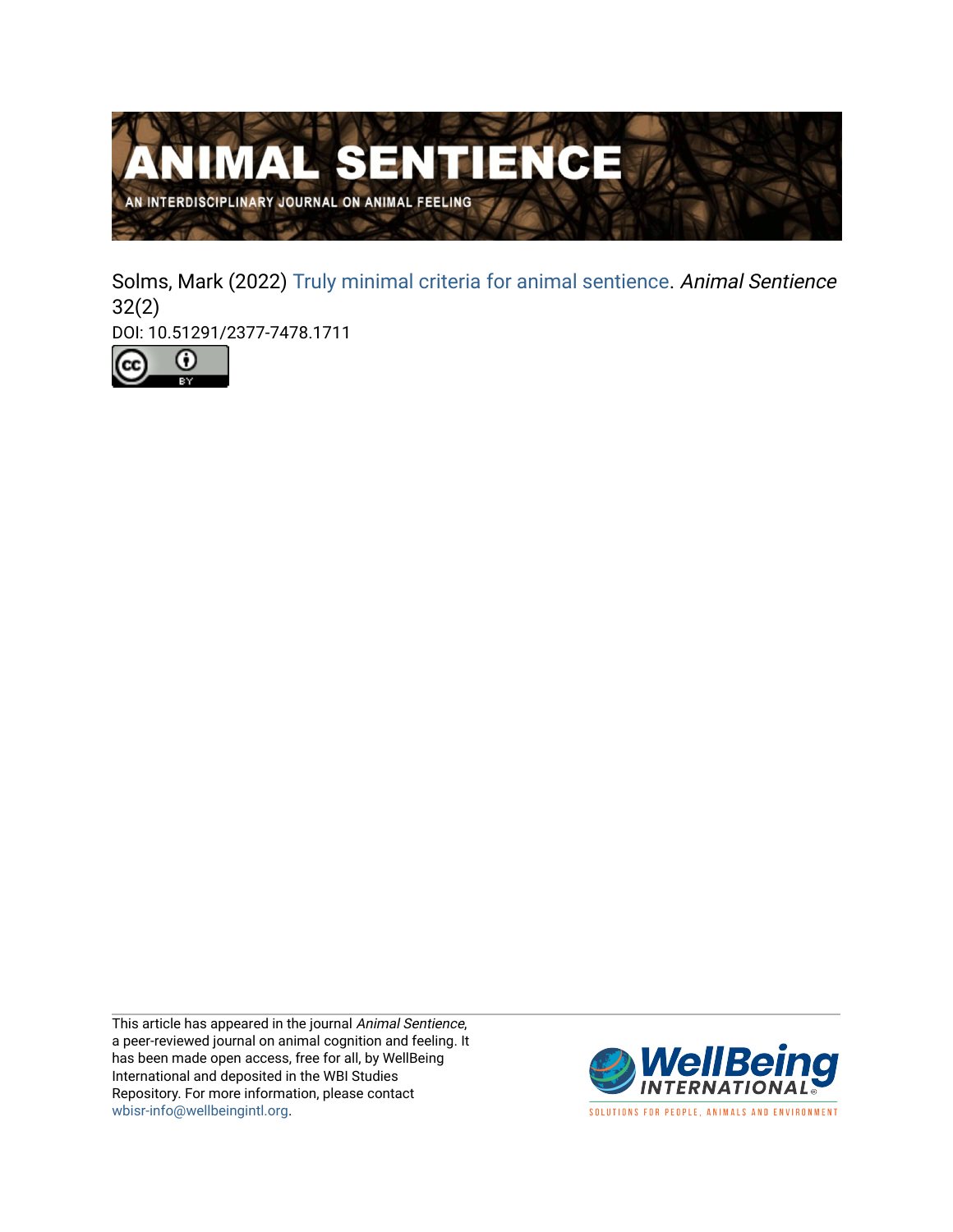# ANIMAL SENTIENCE

AN INTERDISCIPLINARY JOURNAL ON ANIMAL FEELING

Solms, Mark (2022) Truly minimal criteria for animal sentience. *Animal Sentience* 32(2)

DOI: 10.51291/2377-7478.1711

This article has appeared in the journal *Animal Sentience*, a peer-reviewed journal on animal cognition and feeling. It has been made open access, free for all, by WellBeing International and deposited in the WBI Studies Repository. For more information, please contact wbisr-info@wellbeingintl.org.

WellBeing INTERNATIONAL

SOLUTIONS FOR PEOPLE, ANIMALS AND ENVIRONMENT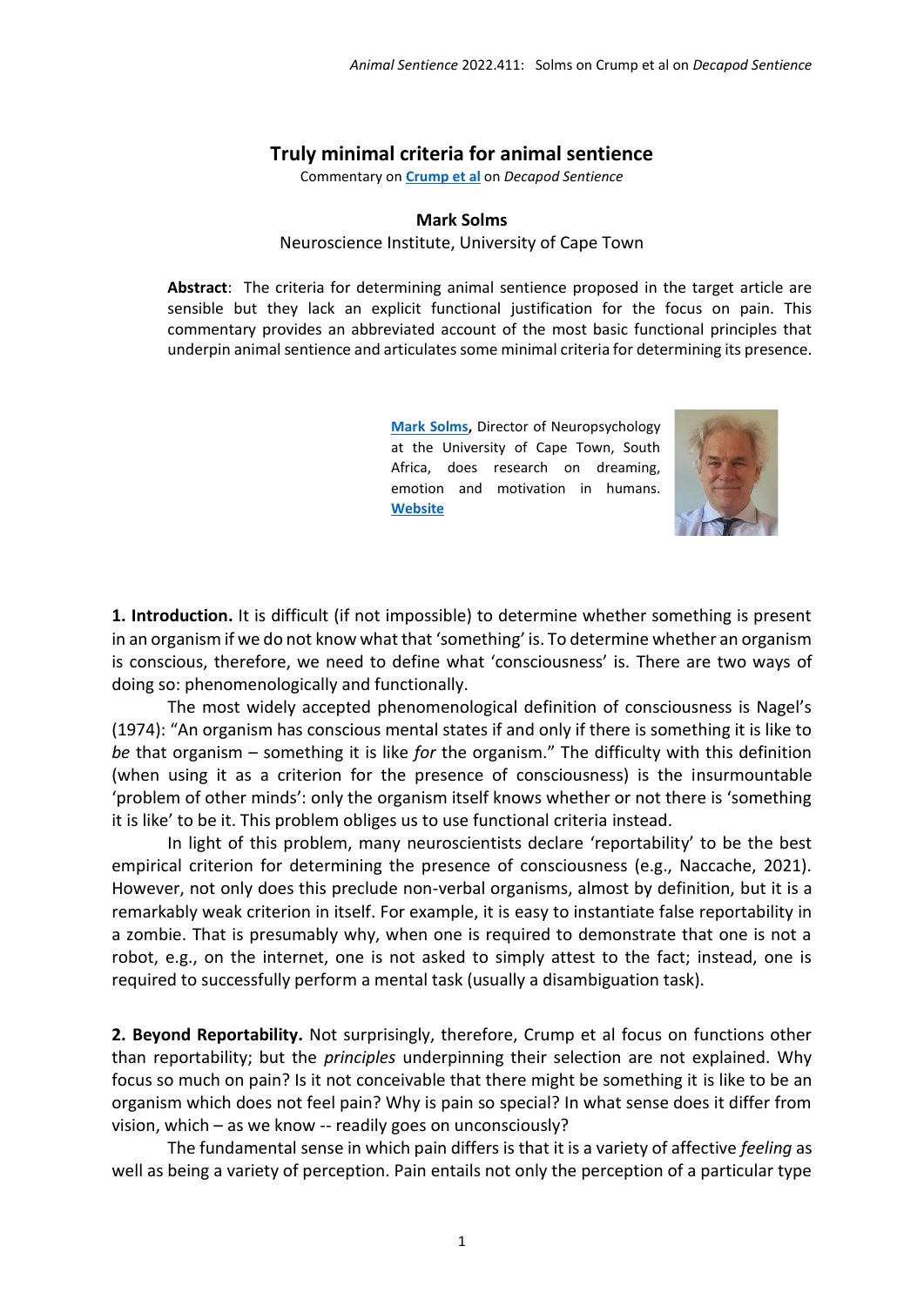## Truly minimal criteria for animal sentience

Commentary on **Crump et al** on *Decapod Sentience*

**Mark Solms**

Neuroscience Institute, University of Cape Town

**Abstract**: The criteria for determining animal sentience proposed in the target article are sensible but they lack an explicit functional justification for the focus on pain. This commentary provides an abbreviated account of the most basic functional principles that underpin animal sentience and articulates some minimal criteria for determining its presence.

**Mark Solms**, Director of Neuropsychology at the University of Cape Town, South Africa, does research on dreaming, emotion and motivation in humans. **Website**

**1. Introduction.** It is difficult (if not impossible) to determine whether something is present in an organism if we do not know what that 'something' is. To determine whether an organism is conscious, therefore, we need to define what 'consciousness' is. There are two ways of doing so: phenomenologically and functionally.

The most widely accepted phenomenological definition of consciousness is Nagel's (1974): "An organism has conscious mental states if and only if there is something it is like to *be* that organism – something it is like *for* the organism." The difficulty with this definition (when using it as a criterion for the presence of consciousness) is the insurmountable 'problem of other minds': only the organism itself knows whether or not there is 'something it is like' to be it. This problem obliges us to use functional criteria instead.

In light of this problem, many neuroscientists declare 'reportability' to be the best empirical criterion for determining the presence of consciousness (e.g., Naccache, 2021). However, not only does this preclude non-verbal organisms, almost by definition, but it is a remarkably weak criterion in itself. For example, it is easy to instantiate false reportability in a zombie. That is presumably why, when one is required to demonstrate that one is not a robot, e.g., on the internet, one is not asked to simply attest to the fact; instead, one is required to successfully perform a mental task (usually a disambiguation task).

**2. Beyond Reportability.** Not surprisingly, therefore, Crump et al focus on functions other than reportability; but the *principles* underpinning their selection are not explained. Why focus so much on pain? Is it not conceivable that there might be something it is like to be an organism which does not feel pain? Why is pain so special? In what sense does it differ from vision, which – as we know -- readily goes on unconsciously?

The fundamental sense in which pain differs is that it is a variety of affective *feeling* as well as being a variety of perception. Pain entails not only the perception of a particular type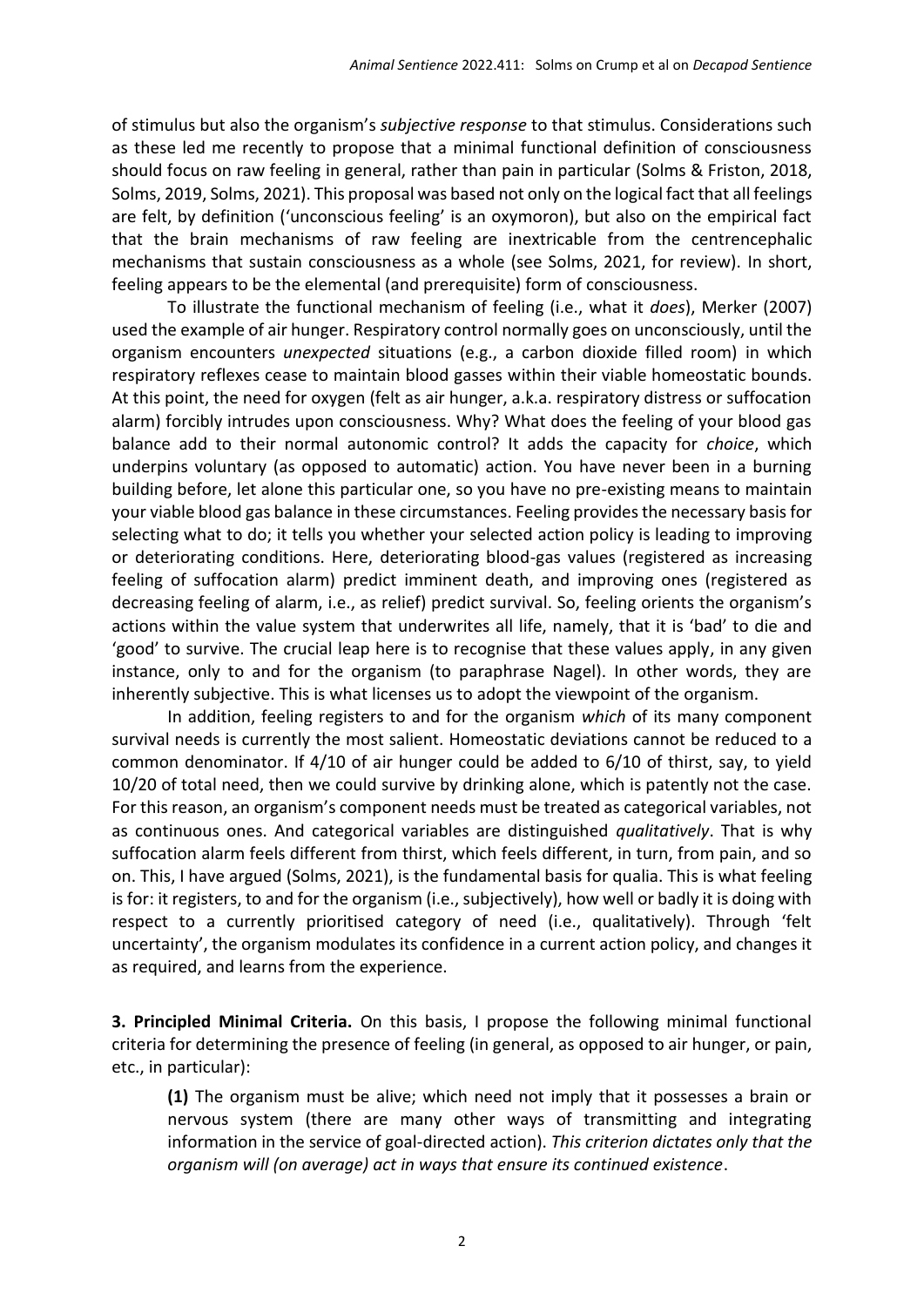of stimulus but also the organism's *subjective response* to that stimulus. Considerations such as these led me recently to propose that a minimal functional definition of consciousness should focus on raw feeling in general, rather than pain in particular (Solms & Friston, 2018, Solms, 2019, Solms, 2021). This proposal was based not only on the logical fact that all feelings are felt, by definition ('unconscious feeling' is an oxymoron), but also on the empirical fact that the brain mechanisms of raw feeling are inextricable from the centrencephalic mechanisms that sustain consciousness as a whole (see Solms, 2021, for review). In short, feeling appears to be the elemental (and prerequisite) form of consciousness.

To illustrate the functional mechanism of feeling (i.e., what it *does*), Merker (2007) used the example of air hunger. Respiratory control normally goes on unconsciously, until the organism encounters *unexpected* situations (e.g., a carbon dioxide filled room) in which respiratory reflexes cease to maintain blood gasses within their viable homeostatic bounds. At this point, the need for oxygen (felt as air hunger, a.k.a. respiratory distress or suffocation alarm) forcibly intrudes upon consciousness. Why? What does the feeling of your blood gas balance add to their normal autonomic control? It adds the capacity for *choice*, which underpins voluntary (as opposed to automatic) action. You have never been in a burning building before, let alone this particular one, so you have no pre-existing means to maintain your viable blood gas balance in these circumstances. Feeling provides the necessary basis for selecting what to do; it tells you whether your selected action policy is leading to improving or deteriorating conditions. Here, deteriorating blood-gas values (registered as increasing feeling of suffocation alarm) predict imminent death, and improving ones (registered as decreasing feeling of alarm, i.e., as relief) predict survival. So, feeling orients the organism's actions within the value system that underwrites all life, namely, that it is 'bad' to die and 'good' to survive. The crucial leap here is to recognise that these values apply, in any given instance, only to and for the organism (to paraphrase Nagel). In other words, they are inherently subjective. This is what licenses us to adopt the viewpoint of the organism.

In addition, feeling registers to and for the organism *which* of its many component survival needs is currently the most salient. Homeostatic deviations cannot be reduced to a common denominator. If 4/10 of air hunger could be added to 6/10 of thirst, say, to yield 10/20 of total need, then we could survive by drinking alone, which is patently not the case. For this reason, an organism's component needs must be treated as categorical variables, not as continuous ones. And categorical variables are distinguished *qualitatively*. That is why suffocation alarm feels different from thirst, which feels different, in turn, from pain, and so on. This, I have argued (Solms, 2021), is the fundamental basis for qualia. This is what feeling is for: it registers, to and for the organism (i.e., subjectively), how well or badly it is doing with respect to a currently prioritised category of need (i.e., qualitatively). Through 'felt uncertainty', the organism modulates its confidence in a current action policy, and changes it as required, and learns from the experience.

**3. Principled Minimal Criteria.** On this basis, I propose the following minimal functional criteria for determining the presence of feeling (in general, as opposed to air hunger, or pain, etc., in particular):

> **(1)** The organism must be alive; which need not imply that it possesses a brain or nervous system (there are many other ways of transmitting and integrating information in the service of goal-directed action). *This criterion dictates only that the organism will (on average) act in ways that ensure its continued existence*.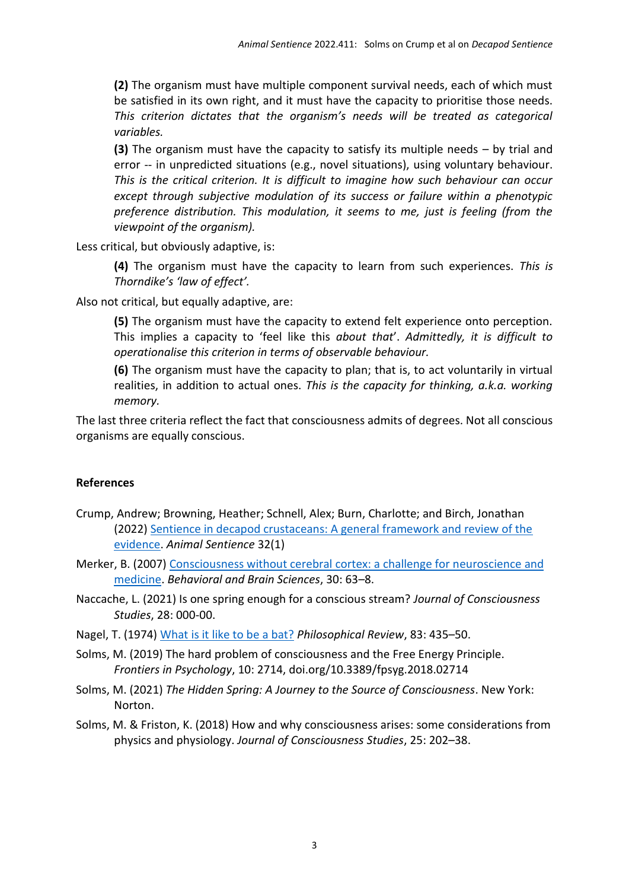> **(2)** The organism must have multiple component survival needs, each of which must be satisfied in its own right, and it must have the capacity to prioritise those needs. *This criterion dictates that the organism's needs will be treated as categorical variables.*
>
> **(3)** The organism must have the capacity to satisfy its multiple needs – by trial and error -- in unpredicted situations (e.g., novel situations), using voluntary behaviour. *This is the critical criterion. It is difficult to imagine how such behaviour can occur except through subjective modulation of its success or failure within a phenotypic preference distribution. This modulation, it seems to me, just is feeling (from the viewpoint of the organism).*

Less critical, but obviously adaptive, is:

> **(4)** The organism must have the capacity to learn from such experiences. *This is Thorndike's 'law of effect'.*

Also not critical, but equally adaptive, are:

> **(5)** The organism must have the capacity to extend felt experience onto perception. This implies a capacity to 'feel like this *about that*'. *Admittedly, it is difficult to operationalise this criterion in terms of observable behaviour.*
>
> **(6)** The organism must have the capacity to plan; that is, to act voluntarily in virtual realities, in addition to actual ones. *This is the capacity for thinking, a.k.a. working memory.*

The last three criteria reflect the fact that consciousness admits of degrees. Not all conscious organisms are equally conscious.

## References

Crump, Andrew; Browning, Heather; Schnell, Alex; Burn, Charlotte; and Birch, Jonathan (2022) Sentience in decapod crustaceans: A general framework and review of the evidence. *Animal Sentience* 32(1)

Merker, B. (2007) Consciousness without cerebral cortex: a challenge for neuroscience and medicine. *Behavioral and Brain Sciences*, 30: 63–8.

Naccache, L. (2021) Is one spring enough for a conscious stream? *Journal of Consciousness Studies*, 28: 000-00.

Nagel, T. (1974) What is it like to be a bat? *Philosophical Review*, 83: 435–50.

Solms, M. (2019) The hard problem of consciousness and the Free Energy Principle. *Frontiers in Psychology*, 10: 2714, doi.org/10.3389/fpsyg.2018.02714

Solms, M. (2021) *The Hidden Spring: A Journey to the Source of Consciousness*. New York: Norton.

Solms, M. & Friston, K. (2018) How and why consciousness arises: some considerations from physics and physiology. *Journal of Consciousness Studies*, 25: 202–38.